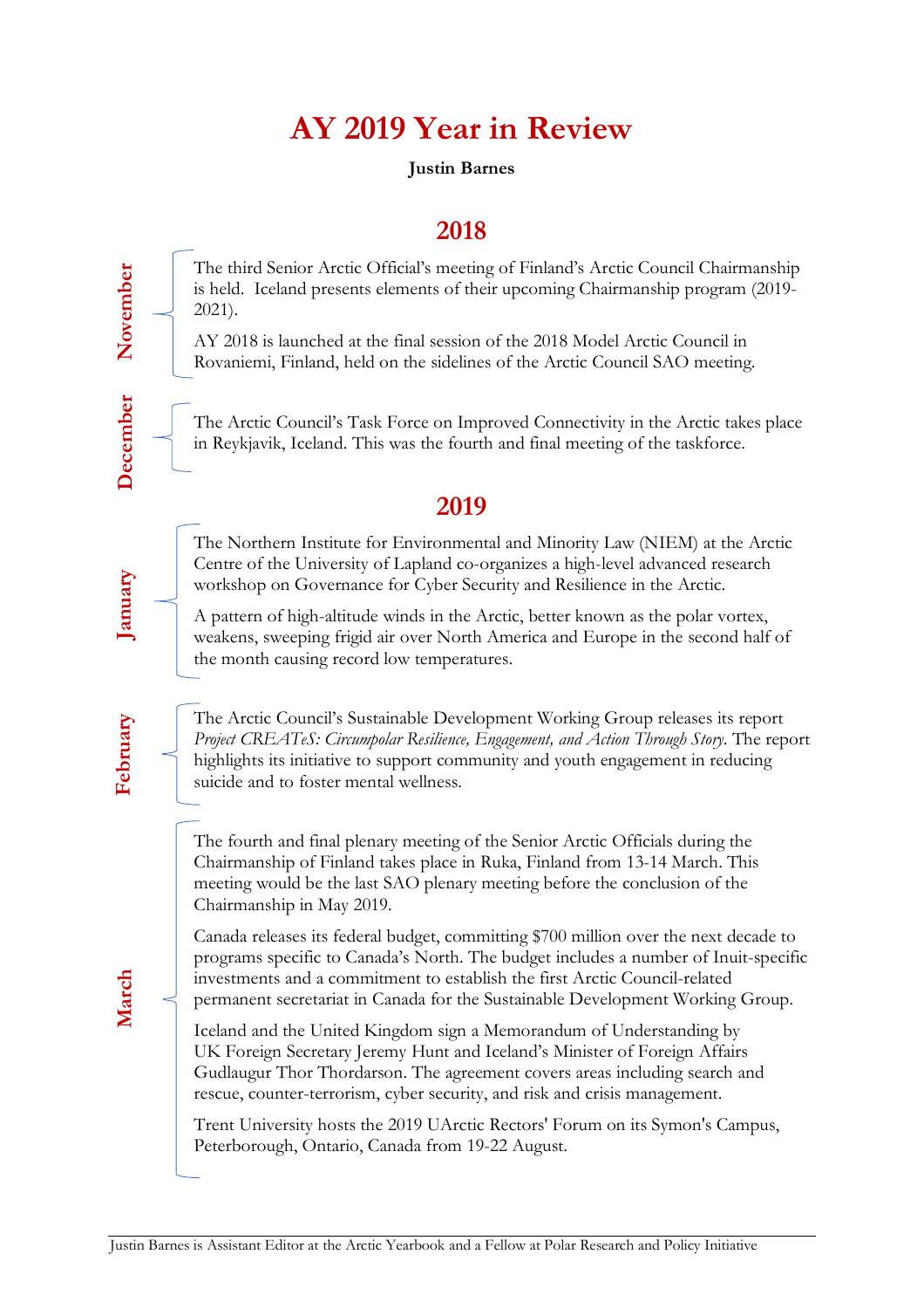# AY 2019 Year in Review

**Justin Barnes**

## 2018

### November

The third Senior Arctic Official's meeting of Finland's Arctic Council Chairmanship is held. Iceland presents elements of their upcoming Chairmanship program (2019-2021).

AY 2018 is launched at the final session of the 2018 Model Arctic Council in Rovaniemi, Finland, held on the sidelines of the Arctic Council SAO meeting.

### December

The Arctic Council's Task Force on Improved Connectivity in the Arctic takes place in Reykjavik, Iceland. This was the fourth and final meeting of the taskforce.

## 2019

### January

The Northern Institute for Environmental and Minority Law (NIEM) at the Arctic Centre of the University of Lapland co-organizes a high-level advanced research workshop on Governance for Cyber Security and Resilience in the Arctic.

A pattern of high-altitude winds in the Arctic, better known as the polar vortex, weakens, sweeping frigid air over North America and Europe in the second half of the month causing record low temperatures.

### February

The Arctic Council's Sustainable Development Working Group releases its report *Project CREATeS: Circumpolar Resilience, Engagement, and Action Through Story*. The report highlights its initiative to support community and youth engagement in reducing suicide and to foster mental wellness.

### March

The fourth and final plenary meeting of the Senior Arctic Officials during the Chairmanship of Finland takes place in Ruka, Finland from 13-14 March. This meeting would be the last SAO plenary meeting before the conclusion of the Chairmanship in May 2019.

Canada releases its federal budget, committing $700 million over the next decade to programs specific to Canada's North. The budget includes a number of Inuit-specific investments and a commitment to establish the first Arctic Council-related permanent secretariat in Canada for the Sustainable Development Working Group.

Iceland and the United Kingdom sign a Memorandum of Understanding by UK Foreign Secretary Jeremy Hunt and Iceland's Minister of Foreign Affairs Gudlaugur Thor Thordarson. The agreement covers areas including search and rescue, counter-terrorism, cyber security, and risk and crisis management.

Trent University hosts the 2019 UArctic Rectors' Forum on its Symon's Campus, Peterborough, Ontario, Canada from 19-22 August.

---

Justin Barnes is Assistant Editor at the Arctic Yearbook and a Fellow at Polar Research and Policy Initiative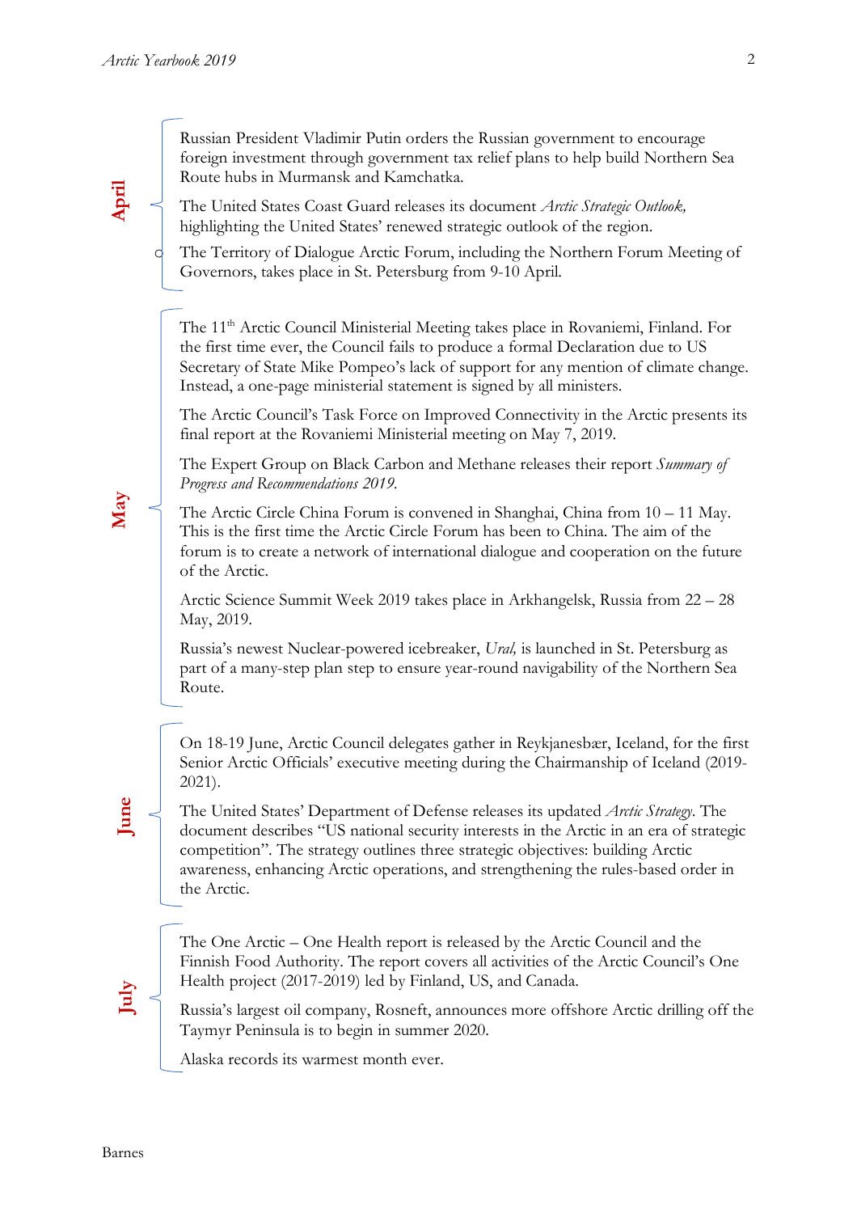## April

Russian President Vladimir Putin orders the Russian government to encourage foreign investment through government tax relief plans to help build Northern Sea Route hubs in Murmansk and Kamchatka.

The United States Coast Guard releases its document *Arctic Strategic Outlook,* highlighting the United States' renewed strategic outlook of the region.

The Territory of Dialogue Arctic Forum, including the Northern Forum Meeting of Governors, takes place in St. Petersburg from 9-10 April.

## May

The 11th Arctic Council Ministerial Meeting takes place in Rovaniemi, Finland. For the first time ever, the Council fails to produce a formal Declaration due to US Secretary of State Mike Pompeo's lack of support for any mention of climate change. Instead, a one-page ministerial statement is signed by all ministers.

The Arctic Council's Task Force on Improved Connectivity in the Arctic presents its final report at the Rovaniemi Ministerial meeting on May 7, 2019.

The Expert Group on Black Carbon and Methane releases their report *Summary of Progress and Recommendations 2019.*

The Arctic Circle China Forum is convened in Shanghai, China from 10 – 11 May. This is the first time the Arctic Circle Forum has been to China. The aim of the forum is to create a network of international dialogue and cooperation on the future of the Arctic.

Arctic Science Summit Week 2019 takes place in Arkhangelsk, Russia from 22 – 28 May, 2019.

Russia's newest Nuclear-powered icebreaker, *Ural,* is launched in St. Petersburg as part of a many-step plan step to ensure year-round navigability of the Northern Sea Route.

## June

On 18-19 June, Arctic Council delegates gather in Reykjanesbær, Iceland, for the first Senior Arctic Officials' executive meeting during the Chairmanship of Iceland (2019-2021).

The United States' Department of Defense releases its updated *Arctic Strategy*. The document describes "US national security interests in the Arctic in an era of strategic competition". The strategy outlines three strategic objectives: building Arctic awareness, enhancing Arctic operations, and strengthening the rules-based order in the Arctic.

## July

The One Arctic – One Health report is released by the Arctic Council and the Finnish Food Authority. The report covers all activities of the Arctic Council's One Health project (2017-2019) led by Finland, US, and Canada.

Russia's largest oil company, Rosneft, announces more offshore Arctic drilling off the Taymyr Peninsula is to begin in summer 2020.

Alaska records its warmest month ever.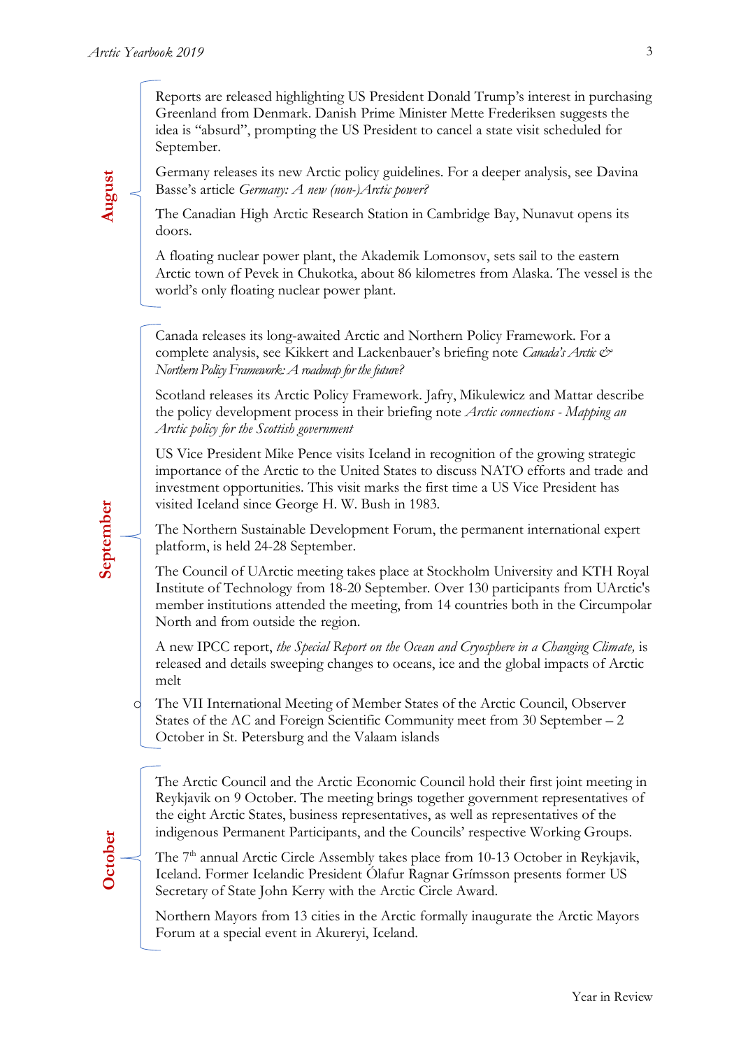**August**

Reports are released highlighting US President Donald Trump's interest in purchasing Greenland from Denmark. Danish Prime Minister Mette Frederiksen suggests the idea is "absurd", prompting the US President to cancel a state visit scheduled for September.

Germany releases its new Arctic policy guidelines. For a deeper analysis, see Davina Basse's article *Germany: A new (non-)Arctic power?*

The Canadian High Arctic Research Station in Cambridge Bay, Nunavut opens its doors.

A floating nuclear power plant, the Akademik Lomonsov, sets sail to the eastern Arctic town of Pevek in Chukotka, about 86 kilometres from Alaska. The vessel is the world's only floating nuclear power plant.

**September**

Canada releases its long-awaited Arctic and Northern Policy Framework. For a complete analysis, see Kikkert and Lackenbauer's briefing note *Canada's Arctic & Northern Policy Framework: A roadmap for the future?*

Scotland releases its Arctic Policy Framework. Jafry, Mikulewicz and Mattar describe the policy development process in their briefing note *Arctic connections - Mapping an Arctic policy for the Scottish government*

US Vice President Mike Pence visits Iceland in recognition of the growing strategic importance of the Arctic to the United States to discuss NATO efforts and trade and investment opportunities. This visit marks the first time a US Vice President has visited Iceland since George H. W. Bush in 1983.

The Northern Sustainable Development Forum, the permanent international expert platform, is held 24-28 September.

The Council of UArctic meeting takes place at Stockholm University and KTH Royal Institute of Technology from 18-20 September. Over 130 participants from UArctic's member institutions attended the meeting, from 14 countries both in the Circumpolar North and from outside the region.

A new IPCC report, *the Special Report on the Ocean and Cryosphere in a Changing Climate,* is released and details sweeping changes to oceans, ice and the global impacts of Arctic melt

The VII International Meeting of Member States of the Arctic Council, Observer States of the AC and Foreign Scientific Community meet from 30 September – 2 October in St. Petersburg and the Valaam islands

**October**

The Arctic Council and the Arctic Economic Council hold their first joint meeting in Reykjavik on 9 October. The meeting brings together government representatives of the eight Arctic States, business representatives, as well as representatives of the indigenous Permanent Participants, and the Councils' respective Working Groups.

The 7th annual Arctic Circle Assembly takes place from 10-13 October in Reykjavik, Iceland. Former Icelandic President Ólafur Ragnar Grímsson presents former US Secretary of State John Kerry with the Arctic Circle Award.

Northern Mayors from 13 cities in the Arctic formally inaugurate the Arctic Mayors Forum at a special event in Akureyri, Iceland.